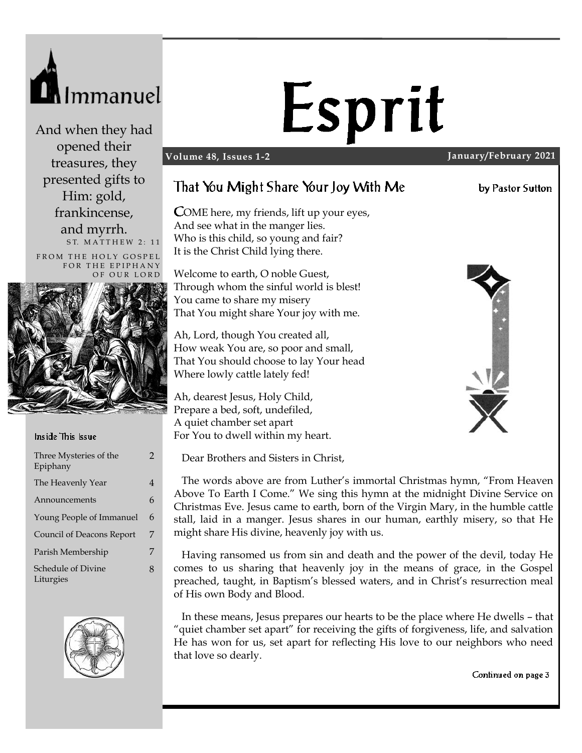Immanuel

And when they had opened their treasures, they presented gifts to Him: gold, frankincense, and myrrh.

ST. MATTHEW 2: 11

FROM THE HOLY GOSPEL FOR THE EPIPHANY OF OUR LORD

### Inside This Issue

| | |
|---|---|
| Three Mysteries of the Epiphany | 2 |
| The Heavenly Year | 4 |
| Announcements | 6 |
| Young People of Immanuel | 6 |
| Council of Deacons Report | 7 |
| Parish Membership | 7 |
| Schedule of Divine Liturgies | 8 |

# Esprit

**Volume 48, Issues 1-2** **January/February 2021**

## That You Might Share Your Joy With Me

by Pastor Sutton

COME here, my friends, lift up your eyes,
And see what in the manger lies.
Who is this child, so young and fair?
It is the Christ Child lying there.

Welcome to earth, O noble Guest,
Through whom the sinful world is blest!
You came to share my misery
That You might share Your joy with me.

Ah, Lord, though You created all,
How weak You are, so poor and small,
That You should choose to lay Your head
Where lowly cattle lately fed!

Ah, dearest Jesus, Holy Child,
Prepare a bed, soft, undefiled,
A quiet chamber set apart
For You to dwell within my heart.

Dear Brothers and Sisters in Christ,

The words above are from Luther's immortal Christmas hymn, "From Heaven Above To Earth I Come." We sing this hymn at the midnight Divine Service on Christmas Eve. Jesus came to earth, born of the Virgin Mary, in the humble cattle stall, laid in a manger. Jesus shares in our human, earthly misery, so that He might share His divine, heavenly joy with us.

Having ransomed us from sin and death and the power of the devil, today He comes to us sharing that heavenly joy in the means of grace, in the Gospel preached, taught, in Baptism's blessed waters, and in Christ's resurrection meal of His own Body and Blood.

In these means, Jesus prepares our hearts to be the place where He dwells – that "quiet chamber set apart" for receiving the gifts of forgiveness, life, and salvation He has won for us, set apart for reflecting His love to our neighbors who need that love so dearly.

Continued on page 3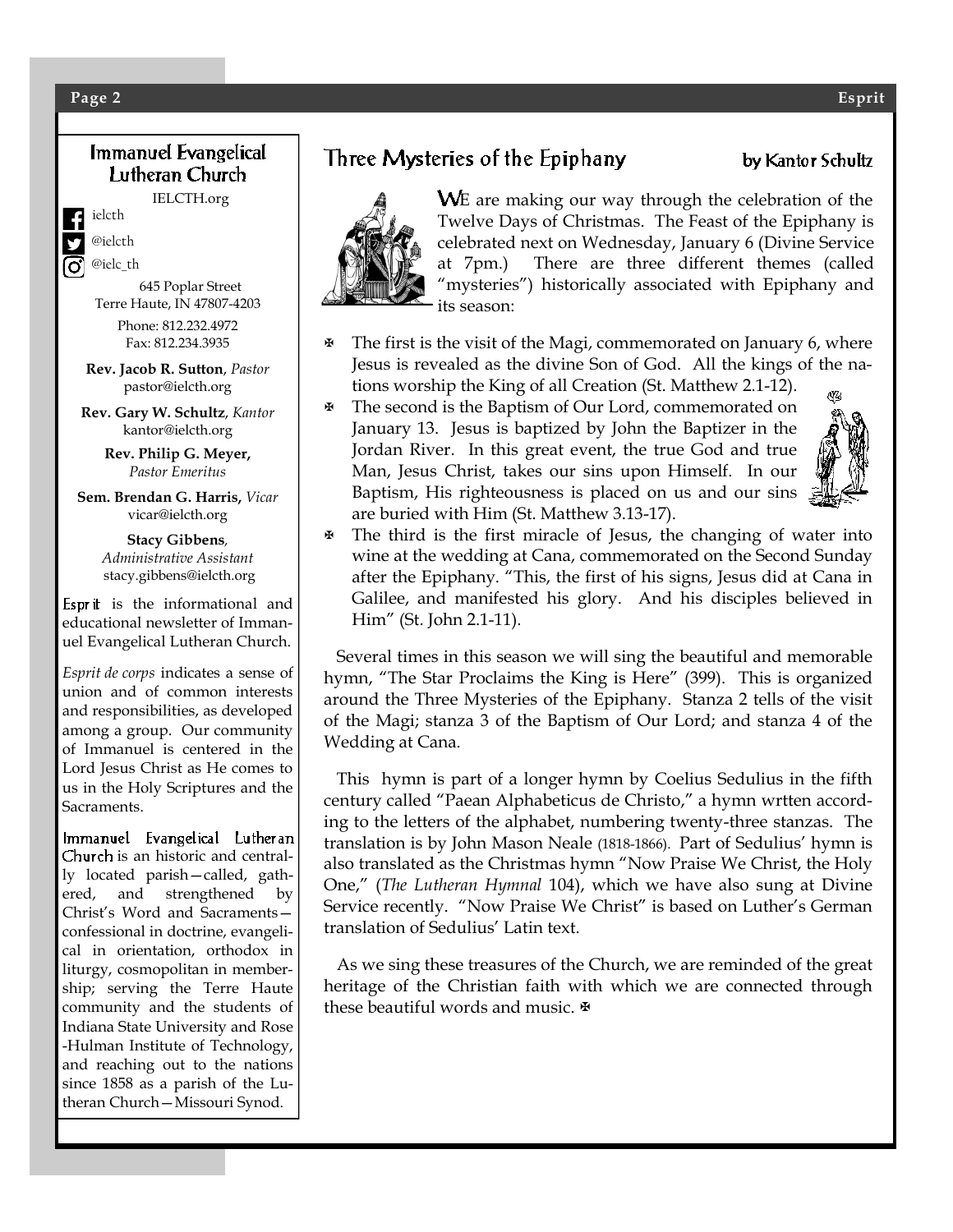## Immanuel Evangelical Lutheran Church

IELCTH.org

ielcth

@ielcth

@ielc_th

645 Poplar Street
Terre Haute, IN 47807-4203

Phone: 812.232.4972
Fax: 812.234.3935

**Rev. Jacob R. Sutton**, *Pastor*
pastor@ielcth.org

**Rev. Gary W. Schultz**, *Kantor*
kantor@ielcth.org

**Rev. Philip G. Meyer,**
*Pastor Emeritus*

**Sem. Brendan G. Harris,** *Vicar*
vicar@ielcth.org

**Stacy Gibbens**,
*Administrative Assistant*
stacy.gibbens@ielcth.org

Esprit is the informational and educational newsletter of Immanuel Evangelical Lutheran Church.

*Esprit de corps* indicates a sense of union and of common interests and responsibilities, as developed among a group. Our community of Immanuel is centered in the Lord Jesus Christ as He comes to us in the Holy Scriptures and the Sacraments.

Immanuel Evangelical Lutheran Church is an historic and centrally located parish—called, gathered, and strengthened by Christ's Word and Sacraments—confessional in doctrine, evangelical in orientation, orthodox in liturgy, cosmopolitan in membership; serving the Terre Haute community and the students of Indiana State University and Rose-Hulman Institute of Technology, and reaching out to the nations since 1858 as a parish of the Lutheran Church—Missouri Synod.

## Three Mysteries of the Epiphany

by Kantor Schultz

WE are making our way through the celebration of the Twelve Days of Christmas. The Feast of the Epiphany is celebrated next on Wednesday, January 6 (Divine Service at 7pm.) There are three different themes (called "mysteries") historically associated with Epiphany and its season:

- The first is the visit of the Magi, commemorated on January 6, where Jesus is revealed as the divine Son of God. All the kings of the nations worship the King of all Creation (St. Matthew 2.1-12).
- The second is the Baptism of Our Lord, commemorated on January 13. Jesus is baptized by John the Baptizer in the Jordan River. In this great event, the true God and true Man, Jesus Christ, takes our sins upon Himself. In our Baptism, His righteousness is placed on us and our sins are buried with Him (St. Matthew 3.13-17).
- The third is the first miracle of Jesus, the changing of water into wine at the wedding at Cana, commemorated on the Second Sunday after the Epiphany. "This, the first of his signs, Jesus did at Cana in Galilee, and manifested his glory. And his disciples believed in Him" (St. John 2.1-11).

Several times in this season we will sing the beautiful and memorable hymn, "The Star Proclaims the King is Here" (399). This is organized around the Three Mysteries of the Epiphany. Stanza 2 tells of the visit of the Magi; stanza 3 of the Baptism of Our Lord; and stanza 4 of the Wedding at Cana.

This hymn is part of a longer hymn by Coelius Sedulius in the fifth century called "Paean Alphabeticus de Christo," a hymn wrtten according to the letters of the alphabet, numbering twenty-three stanzas. The translation is by John Mason Neale (1818-1866). Part of Sedulius' hymn is also translated as the Christmas hymn "Now Praise We Christ, the Holy One," (*The Lutheran Hymnal* 104), which we have also sung at Divine Service recently. "Now Praise We Christ" is based on Luther's German translation of Sedulius' Latin text.

As we sing these treasures of the Church, we are reminded of the great heritage of the Christian faith with which we are connected through these beautiful words and music. ✠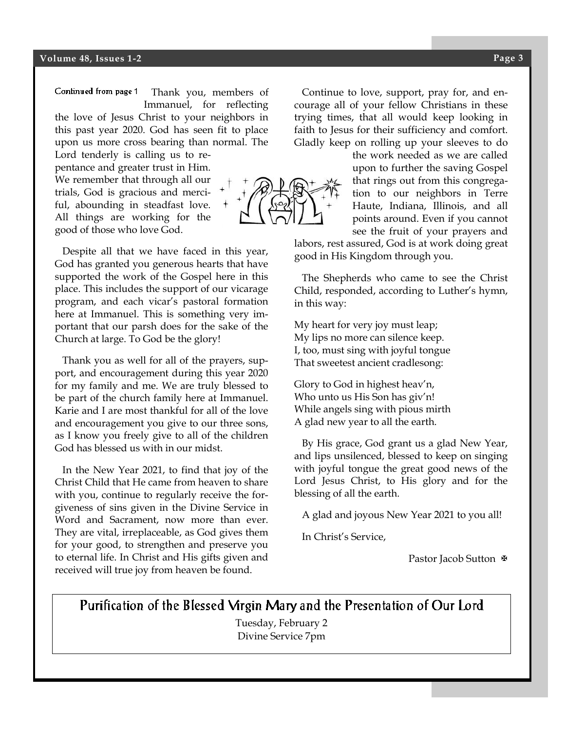Continued from page 1 Thank you, members of Immanuel, for reflecting the love of Jesus Christ to your neighbors in this past year 2020. God has seen fit to place upon us more cross bearing than normal. The Lord tenderly is calling us to repentance and greater trust in Him. We remember that through all our trials, God is gracious and merciful, abounding in steadfast love. All things are working for the good of those who love God.

Despite all that we have faced in this year, God has granted you generous hearts that have supported the work of the Gospel here in this place. This includes the support of our vicarage program, and each vicar's pastoral formation here at Immanuel. This is something very important that our parsh does for the sake of the Church at large. To God be the glory!

Thank you as well for all of the prayers, support, and encouragement during this year 2020 for my family and me. We are truly blessed to be part of the church family here at Immanuel. Karie and I are most thankful for all of the love and encouragement you give to our three sons, as I know you freely give to all of the children God has blessed us with in our midst.

In the New Year 2021, to find that joy of the Christ Child that He came from heaven to share with you, continue to regularly receive the forgiveness of sins given in the Divine Service in Word and Sacrament, now more than ever. They are vital, irreplaceable, as God gives them for your good, to strengthen and preserve you to eternal life. In Christ and His gifts given and received will true joy from heaven be found.

Continue to love, support, pray for, and encourage all of your fellow Christians in these trying times, that all would keep looking in faith to Jesus for their sufficiency and comfort. Gladly keep on rolling up your sleeves to do the work needed as we are called upon to further the saving Gospel that rings out from this congregation to our neighbors in Terre Haute, Indiana, Illinois, and all points around. Even if you cannot see the fruit of your prayers and labors, rest assured, God is at work doing great good in His Kingdom through you.

The Shepherds who came to see the Christ Child, responded, according to Luther's hymn, in this way:

My heart for very joy must leap;  
My lips no more can silence keep.  
I, too, must sing with joyful tongue  
That sweetest ancient cradlesong:

Glory to God in highest heav'n,  
Who unto us His Son has giv'n!  
While angels sing with pious mirth  
A glad new year to all the earth.

By His grace, God grant us a glad New Year, and lips unsilenced, blessed to keep on singing with joyful tongue the great good news of the Lord Jesus Christ, to His glory and for the blessing of all the earth.

A glad and joyous New Year 2021 to you all!

In Christ's Service,

Pastor Jacob Sutton ✠

## Purification of the Blessed Virgin Mary and the Presentation of Our Lord

Tuesday, February 2  
Divine Service 7pm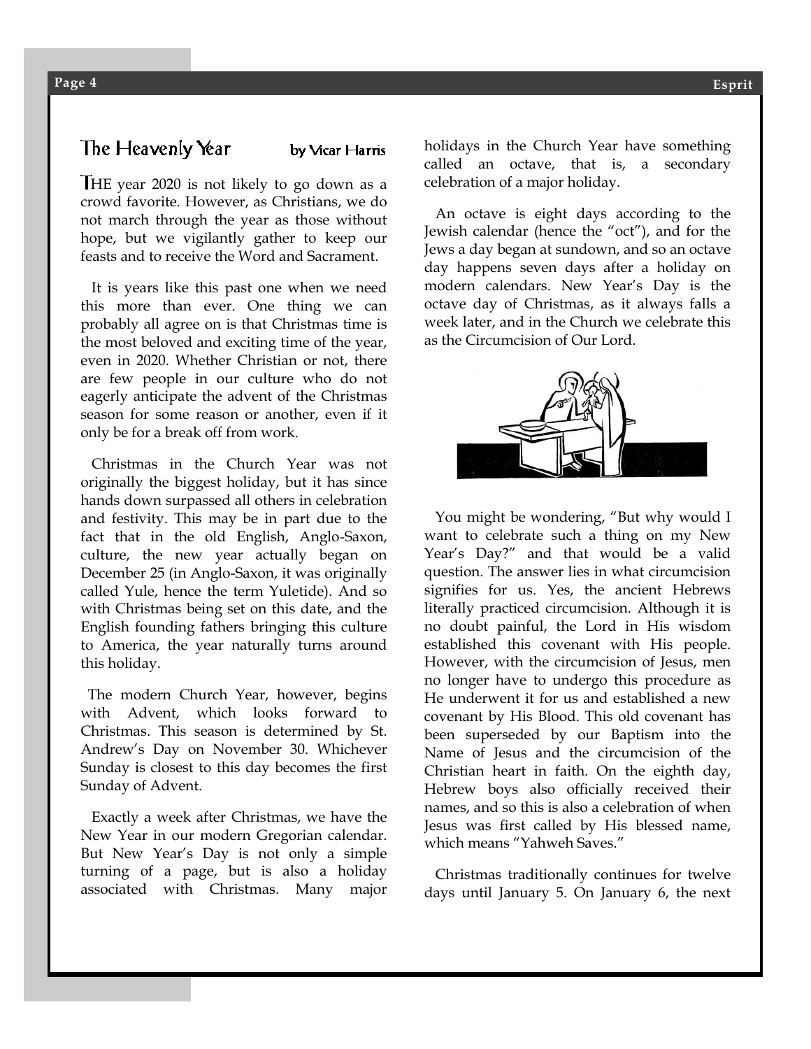## The Heavenly Year

by Vicar Harris

THE year 2020 is not likely to go down as a crowd favorite. However, as Christians, we do not march through the year as those without hope, but we vigilantly gather to keep our feasts and to receive the Word and Sacrament.

It is years like this past one when we need this more than ever. One thing we can probably all agree on is that Christmas time is the most beloved and exciting time of the year, even in 2020. Whether Christian or not, there are few people in our culture who do not eagerly anticipate the advent of the Christmas season for some reason or another, even if it only be for a break off from work.

Christmas in the Church Year was not originally the biggest holiday, but it has since hands down surpassed all others in celebration and festivity. This may be in part due to the fact that in the old English, Anglo-Saxon, culture, the new year actually began on December 25 (in Anglo-Saxon, it was originally called Yule, hence the term Yuletide). And so with Christmas being set on this date, and the English founding fathers bringing this culture to America, the year naturally turns around this holiday.

The modern Church Year, however, begins with Advent, which looks forward to Christmas. This season is determined by St. Andrew's Day on November 30. Whichever Sunday is closest to this day becomes the first Sunday of Advent.

Exactly a week after Christmas, we have the New Year in our modern Gregorian calendar. But New Year's Day is not only a simple turning of a page, but is also a holiday associated with Christmas. Many major holidays in the Church Year have something called an octave, that is, a secondary celebration of a major holiday.

An octave is eight days according to the Jewish calendar (hence the "oct"), and for the Jews a day began at sundown, and so an octave day happens seven days after a holiday on modern calendars. New Year's Day is the octave day of Christmas, as it always falls a week later, and in the Church we celebrate this as the Circumcision of Our Lord.

You might be wondering, "But why would I want to celebrate such a thing on my New Year's Day?" and that would be a valid question. The answer lies in what circumcision signifies for us. Yes, the ancient Hebrews literally practiced circumcision. Although it is no doubt painful, the Lord in His wisdom established this covenant with His people. However, with the circumcision of Jesus, men no longer have to undergo this procedure as He underwent it for us and established a new covenant by His Blood. This old covenant has been superseded by our Baptism into the Name of Jesus and the circumcision of the Christian heart in faith. On the eighth day, Hebrew boys also officially received their names, and so this is also a celebration of when Jesus was first called by His blessed name, which means "Yahweh Saves."

Christmas traditionally continues for twelve days until January 5. On January 6, the next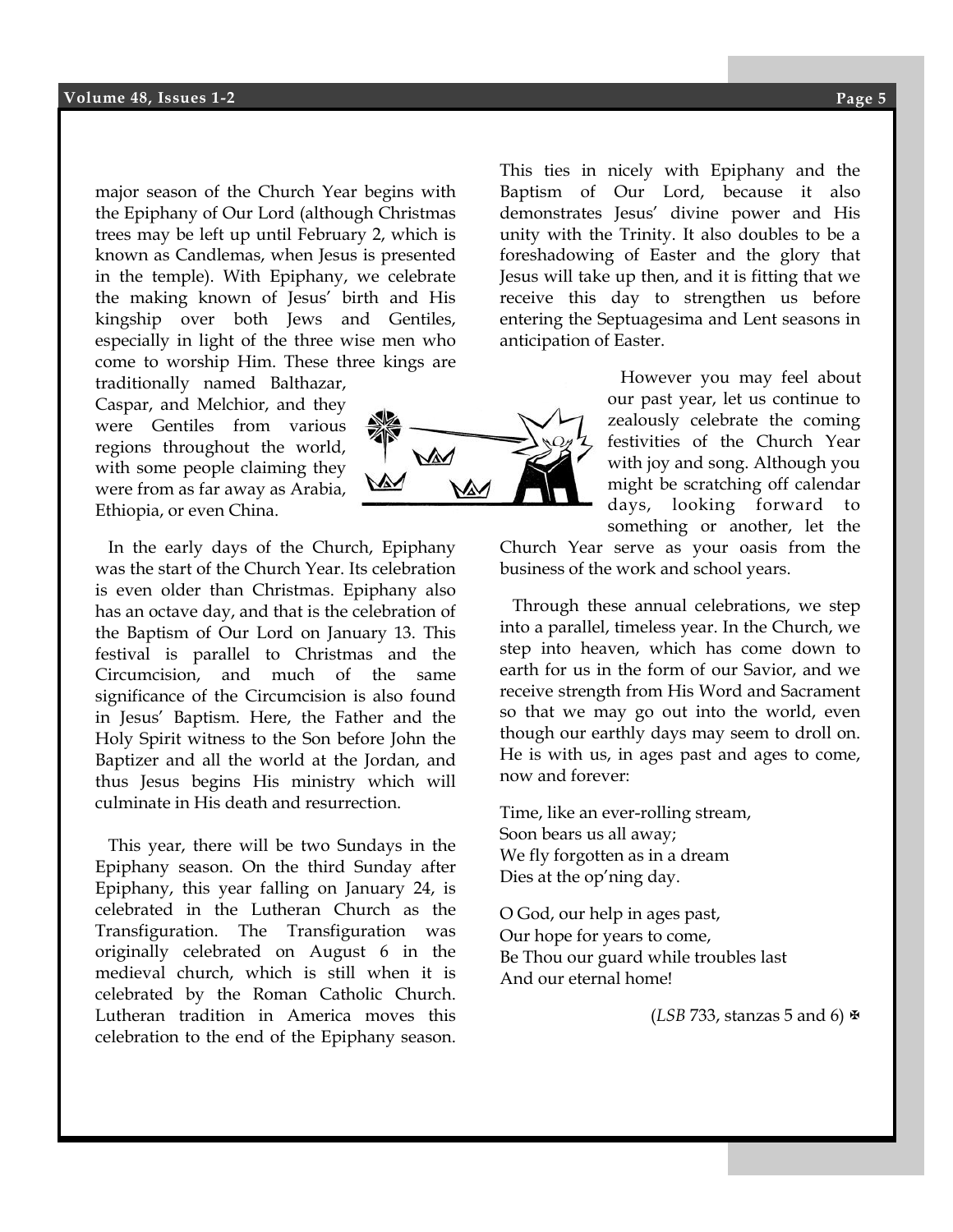major season of the Church Year begins with the Epiphany of Our Lord (although Christmas trees may be left up until February 2, which is known as Candlemas, when Jesus is presented in the temple). With Epiphany, we celebrate the making known of Jesus' birth and His kingship over both Jews and Gentiles, especially in light of the three wise men who come to worship Him. These three kings are traditionally named Balthazar, Caspar, and Melchior, and they were Gentiles from various regions throughout the world, with some people claiming they were from as far away as Arabia, Ethiopia, or even China.

In the early days of the Church, Epiphany was the start of the Church Year. Its celebration is even older than Christmas. Epiphany also has an octave day, and that is the celebration of the Baptism of Our Lord on January 13. This festival is parallel to Christmas and the Circumcision, and much of the same significance of the Circumcision is also found in Jesus' Baptism. Here, the Father and the Holy Spirit witness to the Son before John the Baptizer and all the world at the Jordan, and thus Jesus begins His ministry which will culminate in His death and resurrection.

This year, there will be two Sundays in the Epiphany season. On the third Sunday after Epiphany, this year falling on January 24, is celebrated in the Lutheran Church as the Transfiguration. The Transfiguration was originally celebrated on August 6 in the medieval church, which is still when it is celebrated by the Roman Catholic Church. Lutheran tradition in America moves this celebration to the end of the Epiphany season. This ties in nicely with Epiphany and the Baptism of Our Lord, because it also demonstrates Jesus' divine power and His unity with the Trinity. It also doubles to be a foreshadowing of Easter and the glory that Jesus will take up then, and it is fitting that we receive this day to strengthen us before entering the Septuagesima and Lent seasons in anticipation of Easter.

However you may feel about our past year, let us continue to zealously celebrate the coming festivities of the Church Year with joy and song. Although you might be scratching off calendar days, looking forward to something or another, let the Church Year serve as your oasis from the business of the work and school years.

Through these annual celebrations, we step into a parallel, timeless year. In the Church, we step into heaven, which has come down to earth for us in the form of our Savior, and we receive strength from His Word and Sacrament so that we may go out into the world, even though our earthly days may seem to droll on. He is with us, in ages past and ages to come, now and forever:

Time, like an ever-rolling stream,  
Soon bears us all away;  
We fly forgotten as in a dream  
Dies at the op'ning day.

O God, our help in ages past,  
Our hope for years to come,  
Be Thou our guard while troubles last  
And our eternal home!

(*LSB* 733, stanzas 5 and 6) ✠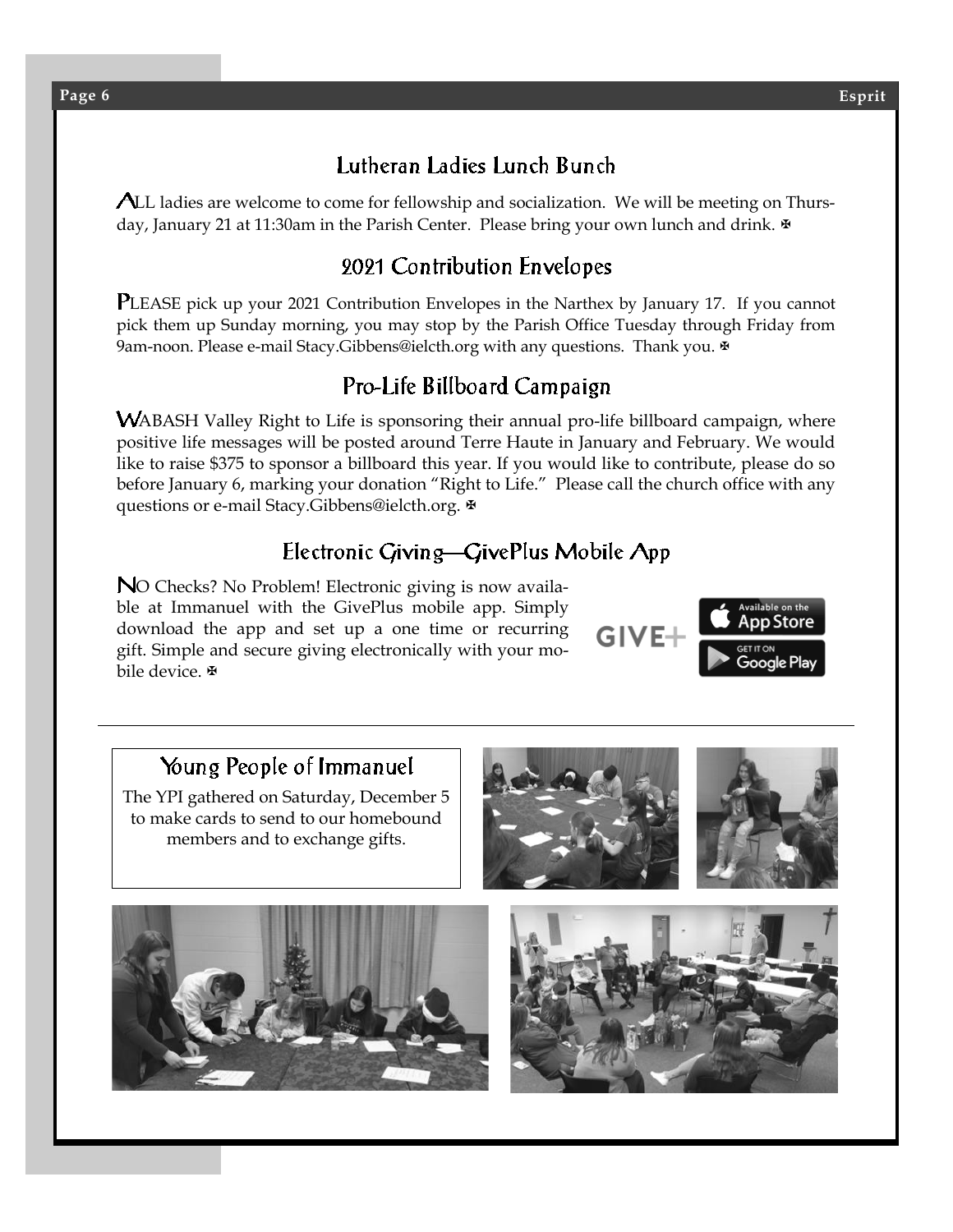## Lutheran Ladies Lunch Bunch

ALL ladies are welcome to come for fellowship and socialization. We will be meeting on Thursday, January 21 at 11:30am in the Parish Center. Please bring your own lunch and drink. ✠

## 2021 Contribution Envelopes

PLEASE pick up your 2021 Contribution Envelopes in the Narthex by January 17. If you cannot pick them up Sunday morning, you may stop by the Parish Office Tuesday through Friday from 9am-noon. Please e-mail Stacy.Gibbens@ielcth.org with any questions. Thank you. ✠

## Pro-Life Billboard Campaign

WABASH Valley Right to Life is sponsoring their annual pro-life billboard campaign, where positive life messages will be posted around Terre Haute in January and February. We would like to raise $375 to sponsor a billboard this year. If you would like to contribute, please do so before January 6, marking your donation "Right to Life." Please call the church office with any questions or e-mail Stacy.Gibbens@ielcth.org. ✠

## Electronic Giving—GivePlus Mobile App

NO Checks? No Problem! Electronic giving is now available at Immanuel with the GivePlus mobile app. Simply download the app and set up a one time or recurring gift. Simple and secure giving electronically with your mobile device. ✠

GIVE+

Available on the App Store

GET IT ON Google Play

---

## Young People of Immanuel

The YPI gathered on Saturday, December 5 to make cards to send to our homebound members and to exchange gifts.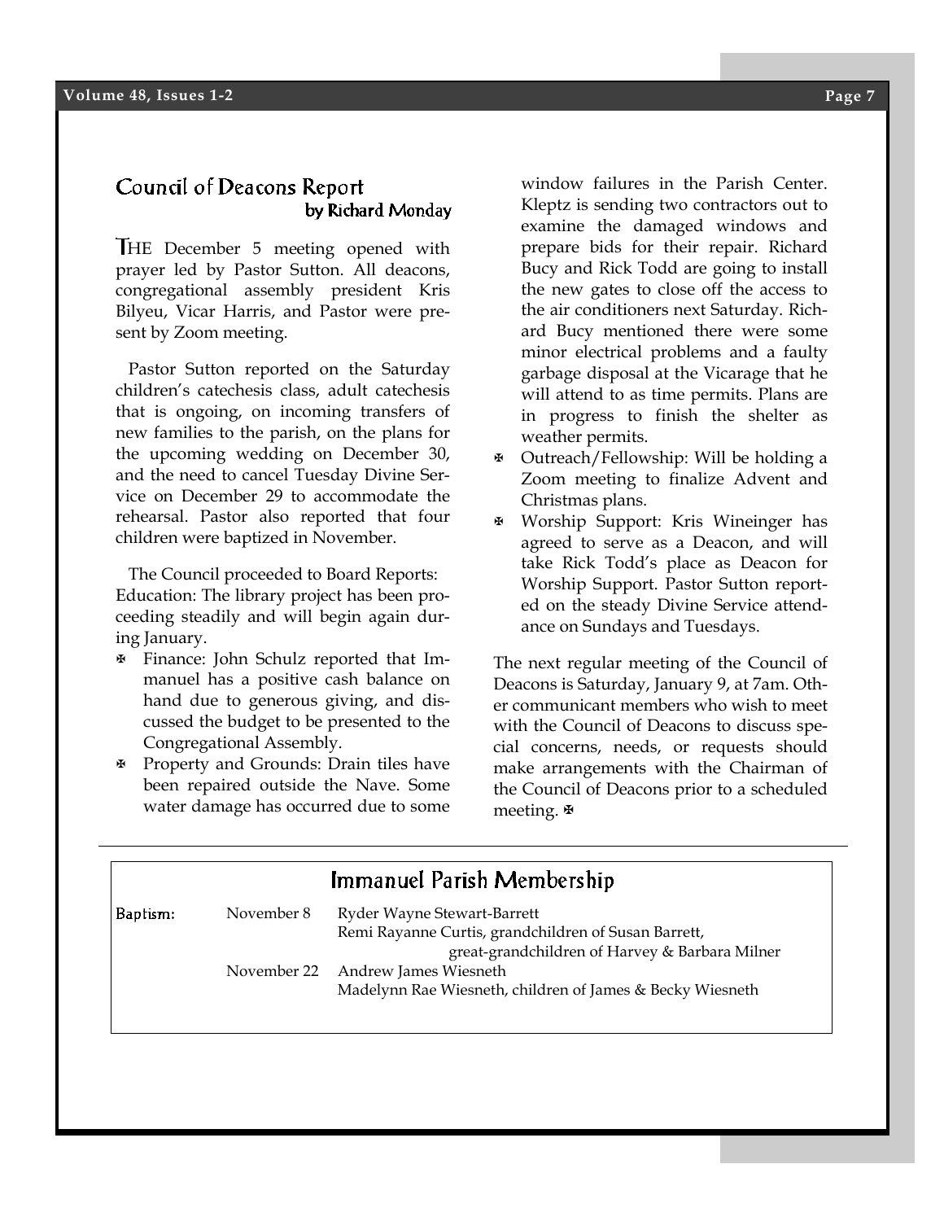## Council of Deacons Report

### by Richard Monday

THE December 5 meeting opened with prayer led by Pastor Sutton. All deacons, congregational assembly president Kris Bilyeu, Vicar Harris, and Pastor were present by Zoom meeting.

Pastor Sutton reported on the Saturday children's catechesis class, adult catechesis that is ongoing, on incoming transfers of new families to the parish, on the plans for the upcoming wedding on December 30, and the need to cancel Tuesday Divine Service on December 29 to accommodate the rehearsal. Pastor also reported that four children were baptized in November.

The Council proceeded to Board Reports:
Education: The library project has been proceeding steadily and will begin again during January.

- Finance: John Schulz reported that Immanuel has a positive cash balance on hand due to generous giving, and discussed the budget to be presented to the Congregational Assembly.
- Property and Grounds: Drain tiles have been repaired outside the Nave. Some water damage has occurred due to some window failures in the Parish Center. Kleptz is sending two contractors out to examine the damaged windows and prepare bids for their repair. Richard Bucy and Rick Todd are going to install the new gates to close off the access to the air conditioners next Saturday. Richard Bucy mentioned there were some minor electrical problems and a faulty garbage disposal at the Vicarage that he will attend to as time permits. Plans are in progress to finish the shelter as weather permits.
- Outreach/Fellowship: Will be holding a Zoom meeting to finalize Advent and Christmas plans.
- Worship Support: Kris Wineinger has agreed to serve as a Deacon, and will take Rick Todd's place as Deacon for Worship Support. Pastor Sutton reported on the steady Divine Service attendance on Sundays and Tuesdays.

The next regular meeting of the Council of Deacons is Saturday, January 9, at 7am. Other communicant members who wish to meet with the Council of Deacons to discuss special concerns, needs, or requests should make arrangements with the Chairman of the Council of Deacons prior to a scheduled meeting. ✠

## Immanuel Parish Membership

| | | |
|---|---|---|
| Baptism: | November 8 | Ryder Wayne Stewart-Barrett<br>Remi Rayanne Curtis, grandchildren of Susan Barrett,<br>great-grandchildren of Harvey & Barbara Milner |
| | November 22 | Andrew James Wiesneth<br>Madelynn Rae Wiesneth, children of James & Becky Wiesneth |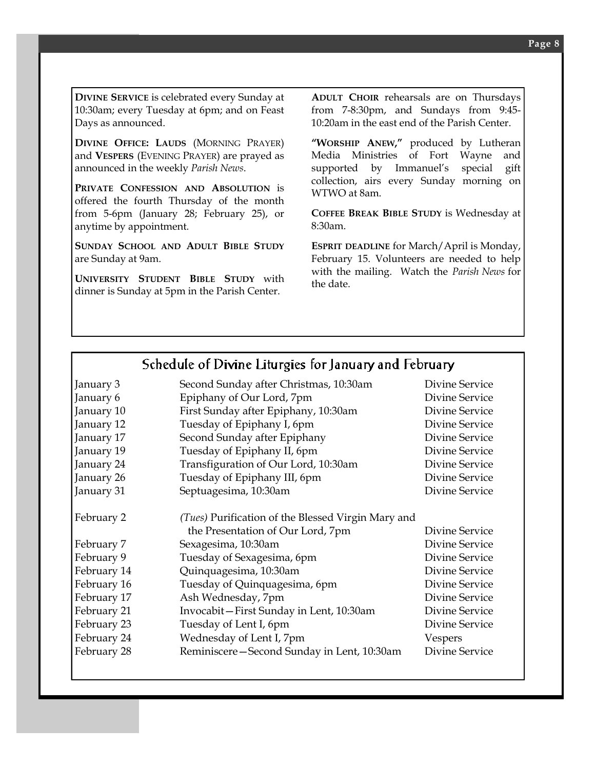**DIVINE SERVICE** is celebrated every Sunday at 10:30am; every Tuesday at 6pm; and on Feast Days as announced.

**DIVINE OFFICE: LAUDS** (MORNING PRAYER) and **VESPERS** (EVENING PRAYER) are prayed as announced in the weekly *Parish News*.

**PRIVATE CONFESSION AND ABSOLUTION** is offered the fourth Thursday of the month from 5-6pm (January 28; February 25), or anytime by appointment.

**SUNDAY SCHOOL AND ADULT BIBLE STUDY** are Sunday at 9am.

**UNIVERSITY STUDENT BIBLE STUDY** with dinner is Sunday at 5pm in the Parish Center.

**ADULT CHOIR** rehearsals are on Thursdays from 7-8:30pm, and Sundays from 9:45-10:20am in the east end of the Parish Center.

**"WORSHIP ANEW,"** produced by Lutheran Media Ministries of Fort Wayne and supported by Immanuel's special gift collection, airs every Sunday morning on WTWO at 8am.

**COFFEE BREAK BIBLE STUDY** is Wednesday at 8:30am.

**ESPRIT DEADLINE** for March/April is Monday, February 15. Volunteers are needed to help with the mailing. Watch the *Parish News* for the date.

## Schedule of Divine Liturgies for January and February

| | | |
|---|---|---|
| January 3 | Second Sunday after Christmas, 10:30am | Divine Service |
| January 6 | Epiphany of Our Lord, 7pm | Divine Service |
| January 10 | First Sunday after Epiphany, 10:30am | Divine Service |
| January 12 | Tuesday of Epiphany I, 6pm | Divine Service |
| January 17 | Second Sunday after Epiphany | Divine Service |
| January 19 | Tuesday of Epiphany II, 6pm | Divine Service |
| January 24 | Transfiguration of Our Lord, 10:30am | Divine Service |
| January 26 | Tuesday of Epiphany III, 6pm | Divine Service |
| January 31 | Septuagesima, 10:30am | Divine Service |
| February 2 | *(Tues)* Purification of the Blessed Virgin Mary and the Presentation of Our Lord, 7pm | Divine Service |
| February 7 | Sexagesima, 10:30am | Divine Service |
| February 9 | Tuesday of Sexagesima, 6pm | Divine Service |
| February 14 | Quinquagesima, 10:30am | Divine Service |
| February 16 | Tuesday of Quinquagesima, 6pm | Divine Service |
| February 17 | Ash Wednesday, 7pm | Divine Service |
| February 21 | Invocabit—First Sunday in Lent, 10:30am | Divine Service |
| February 23 | Tuesday of Lent I, 6pm | Divine Service |
| February 24 | Wednesday of Lent I, 7pm | Vespers |
| February 28 | Reminiscere—Second Sunday in Lent, 10:30am | Divine Service |